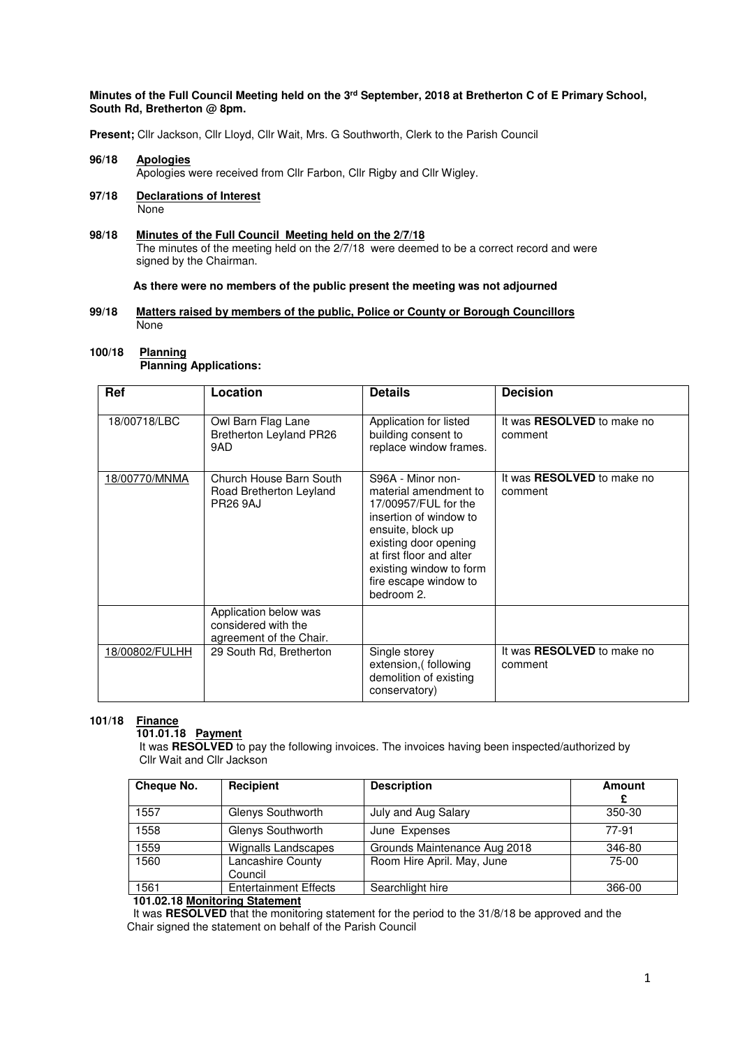**Minutes of the Full Council Meeting held on the 3rd September, 2018 at Bretherton C of E Primary School, South Rd, Bretherton @ 8pm.**

**Present;** Cllr Jackson, Cllr Lloyd, Cllr Wait, Mrs. G Southworth, Clerk to the Parish Council

**96/18 Apologies**

Apologies were received from Cllr Farbon, Cllr Rigby and Cllr Wigley.

**97/18 Declarations of Interest**

None

**98/18 Minutes of the Full Council Meeting held on the 2/7/18**

The minutes of the meeting held on the 2/7/18 were deemed to be a correct record and were signed by the Chairman.

**As there were no members of the public present the meeting was not adjourned**

**99/18 Matters raised by members of the public, Police or County or Borough Councillors**

None

**100/18 Planning**

**Planning Applications:**

| Ref | Location | Details | Decision |
|---|---|---|---|
| 18/00718/LBC | Owl Barn Flag Lane Bretherton Leyland PR26 9AD | Application for listed building consent to replace window frames. | It was **RESOLVED** to make no comment |
| 18/00770/MNMA | Church House Barn South Road Bretherton Leyland PR26 9AJ | S96A - Minor non-material amendment to 17/00957/FUL for the insertion of window to ensuite, block up existing door opening at first floor and alter existing window to form fire escape window to bedroom 2. | It was **RESOLVED** to make no comment |
| | Application below was considered with the agreement of the Chair. | | |
| 18/00802/FULHH | 29 South Rd, Bretherton | Single storey extension,( following demolition of existing conservatory) | It was **RESOLVED** to make no comment |

**101/18 Finance**

**101.01.18 Payment**

It was **RESOLVED** to pay the following invoices. The invoices having been inspected/authorized by Cllr Wait and Cllr Jackson

| Cheque No. | Recipient | Description | Amount £ |
|---|---|---|---|
| 1557 | Glenys Southworth | July and Aug Salary | 350-30 |
| 1558 | Glenys Southworth | June Expenses | 77-91 |
| 1559 | Wignalls Landscapes | Grounds Maintenance Aug 2018 | 346-80 |
| 1560 | Lancashire County Council | Room Hire April. May, June | 75-00 |
| 1561 | Entertainment Effects | Searchlight hire | 366-00 |

**101.02.18 Monitoring Statement**

It was **RESOLVED** that the monitoring statement for the period to the 31/8/18 be approved and the Chair signed the statement on behalf of the Parish Council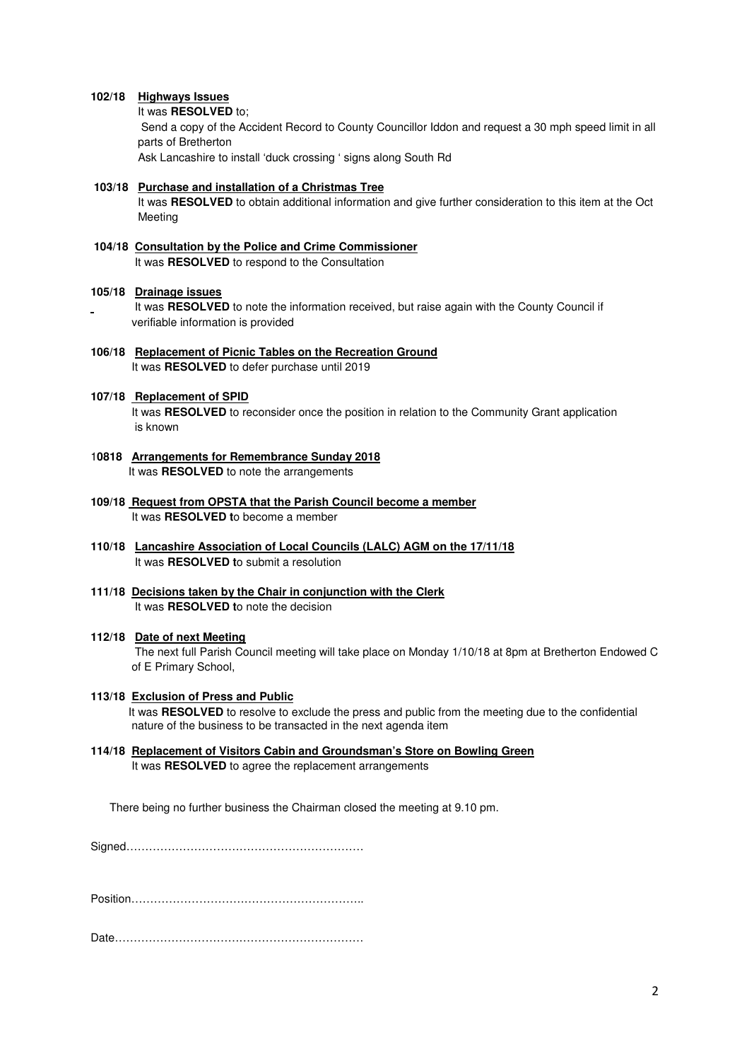**102/18 Highways Issues**

It was **RESOLVED** to;

Send a copy of the Accident Record to County Councillor Iddon and request a 30 mph speed limit in all parts of Bretherton

Ask Lancashire to install 'duck crossing ' signs along South Rd

**103/18 Purchase and installation of a Christmas Tree**

It was **RESOLVED** to obtain additional information and give further consideration to this item at the Oct Meeting

**104/18 Consultation by the Police and Crime Commissioner**

It was **RESOLVED** to respond to the Consultation

**105/18 Drainage issues**

It was **RESOLVED** to note the information received, but raise again with the County Council if verifiable information is provided

**106/18 Replacement of Picnic Tables on the Recreation Ground**

It was **RESOLVED** to defer purchase until 2019

**107/18 Replacement of SPID**

It was **RESOLVED** to reconsider once the position in relation to the Community Grant application is known

1**0818 Arrangements for Remembrance Sunday 2018**

It was **RESOLVED** to note the arrangements

**109/18 Request from OPSTA that the Parish Council become a member**

It was **RESOLVED t**o become a member

**110/18 Lancashire Association of Local Councils (LALC) AGM on the 17/11/18**

It was **RESOLVED t**o submit a resolution

**111/18 Decisions taken by the Chair in conjunction with the Clerk**

It was **RESOLVED t**o note the decision

**112/18 Date of next Meeting**

The next full Parish Council meeting will take place on Monday 1/10/18 at 8pm at Bretherton Endowed C of E Primary School,

**113/18 Exclusion of Press and Public**

It was **RESOLVED** to resolve to exclude the press and public from the meeting due to the confidential nature of the business to be transacted in the next agenda item

**114/18 Replacement of Visitors Cabin and Groundsman's Store on Bowling Green**

It was **RESOLVED** to agree the replacement arrangements

There being no further business the Chairman closed the meeting at 9.10 pm.

Signed………………………………………………………

Position……………………………………………………..

Date…………………………………………………………